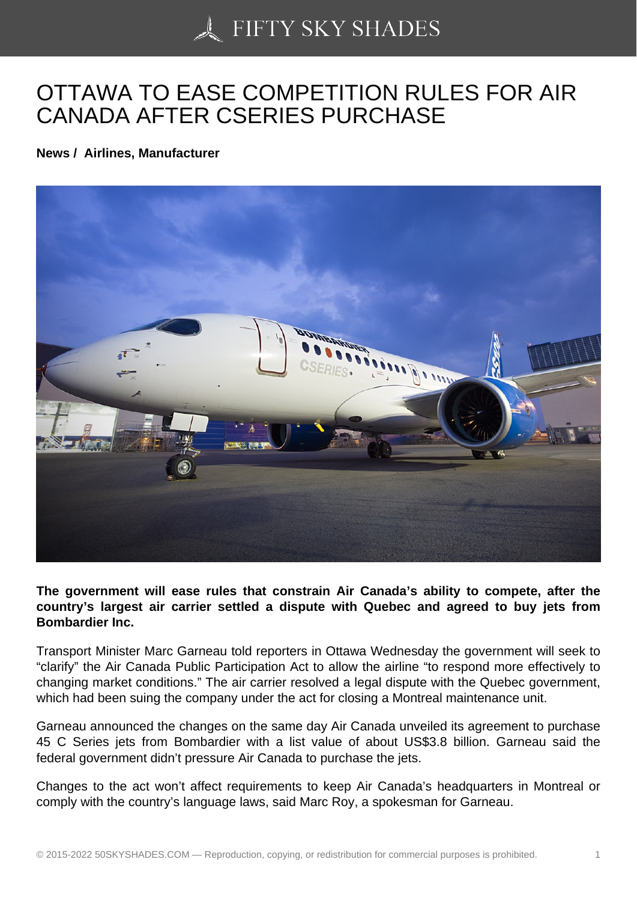# OTTAWA TO EASE COMPETITION RULES FOR AIR CANADA AFTER CSERIES PURCHASE

**News / Airlines, Manufacturer**

**The government will ease rules that constrain Air Canada's ability to compete, after the country's largest air carrier settled a dispute with Quebec and agreed to buy jets from Bombardier Inc.**

Transport Minister Marc Garneau told reporters in Ottawa Wednesday the government will seek to "clarify" the Air Canada Public Participation Act to allow the airline "to respond more effectively to changing market conditions." The air carrier resolved a legal dispute with the Quebec government, which had been suing the company under the act for closing a Montreal maintenance unit.

Garneau announced the changes on the same day Air Canada unveiled its agreement to purchase 45 C Series jets from Bombardier with a list value of about US$3.8 billion. Garneau said the federal government didn't pressure Air Canada to purchase the jets.

Changes to the act won't affect requirements to keep Air Canada's headquarters in Montreal or comply with the country's language laws, said Marc Roy, a spokesman for Garneau.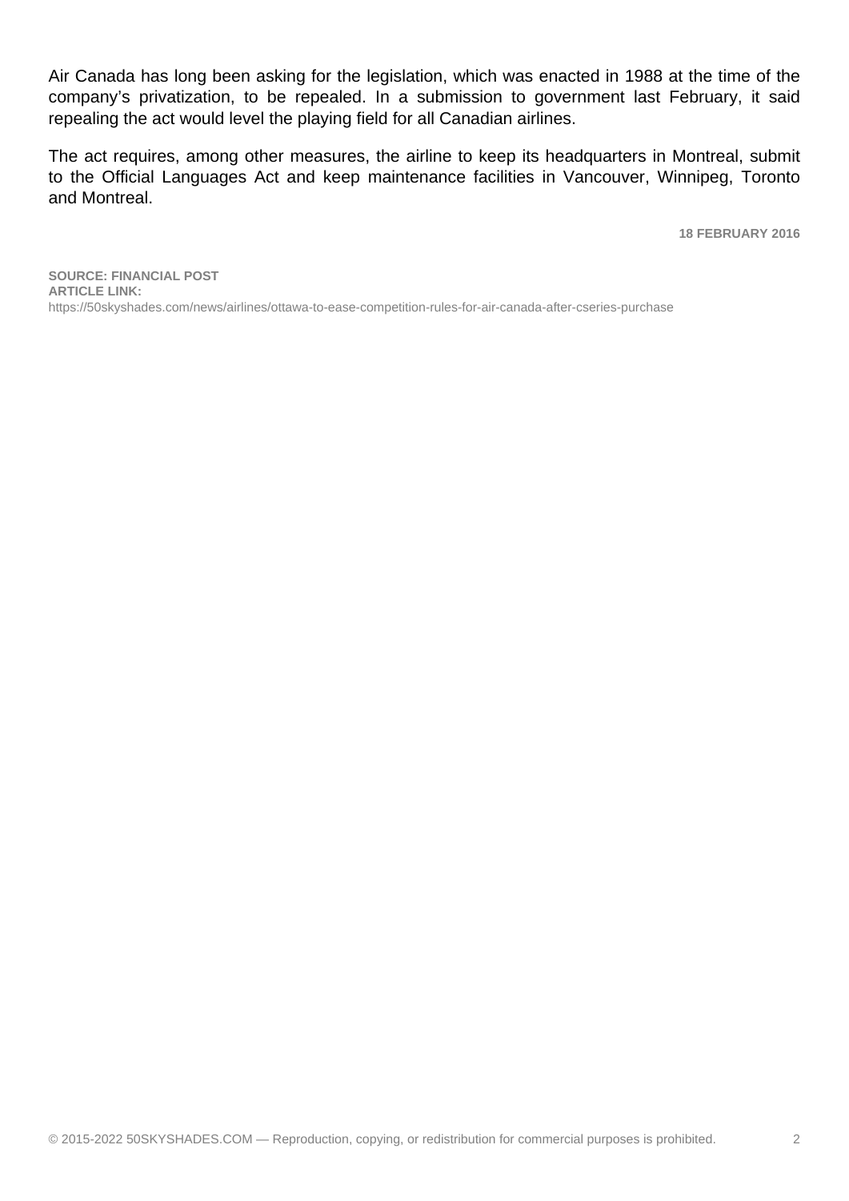Air Canada has long been asking for the legislation, which was enacted in 1988 at the time of the company's privatization, to be repealed. In a submission to government last February, it said repealing the act would level the playing field for all Canadian airlines.

The act requires, among other measures, the airline to keep its headquarters in Montreal, submit to the Official Languages Act and keep maintenance facilities in Vancouver, Winnipeg, Toronto and Montreal.

**18 FEBRUARY 2016**

**SOURCE: FINANCIAL POST**
**ARTICLE LINK:**
https://50skyshades.com/news/airlines/ottawa-to-ease-competition-rules-for-air-canada-after-cseries-purchase

© 2015-2022 50SKYSHADES.COM — Reproduction, copying, or redistribution for commercial purposes is prohibited.